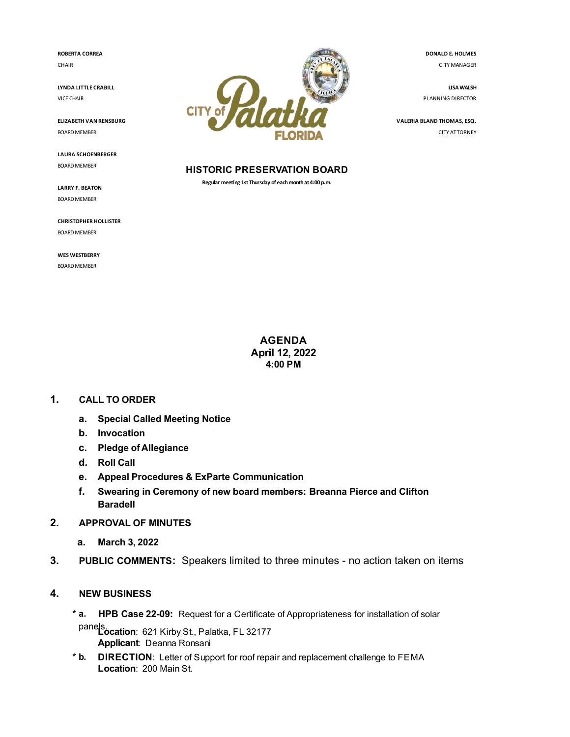**ROBERTA CORREA**
CHAIR

**LYNDA LITTLE CRABILL**
VICE CHAIR

**ELIZABETH VAN RENSBURG**
BOARD MEMBER

**LAURA SCHOENBERGER**
BOARD MEMBER

**LARRY F. BEATON**
BOARD MEMBER

**CHRISTOPHER HOLLISTER**
BOARD MEMBER

**WES WESTBERRY**
BOARD MEMBER

**DONALD E. HOLMES**
CITY MANAGER

**LISA WALSH**
PLANNING DIRECTOR

**VALERIA BLAND THOMAS, ESQ.**
CITY ATTORNEY

CITY of Palatka FLORIDA

## HISTORIC PRESERVATION BOARD

**Regular meeting 1st Thursday of each month at 4:00 p.m.**

# AGENDA
## April 12, 2022
## 4:00 PM

1. **CALL TO ORDER**
   - a. **Special Called Meeting Notice**
   - b. **Invocation**
   - c. **Pledge of Allegiance**
   - d. **Roll Call**
   - e. **Appeal Procedures & ExParte Communication**
   - f. **Swearing in Ceremony of new board members: Breanna Pierce and Clifton Baradell**

2. **APPROVAL OF MINUTES**
   - a. **March 3, 2022**

3. **PUBLIC COMMENTS:** Speakers limited to three minutes - no action taken on items

4. **NEW BUSINESS**
   - \* a. **HPB Case 22-09:** Request for a Certificate of Appropriateness for installation of solar panels.
     **Location**: 621 Kirby St., Palatka, FL 32177
     **Applicant**: Deanna Ronsani
   - \* b. **DIRECTION**: Letter of Support for roof repair and replacement challenge to FEMA
     **Location**: 200 Main St.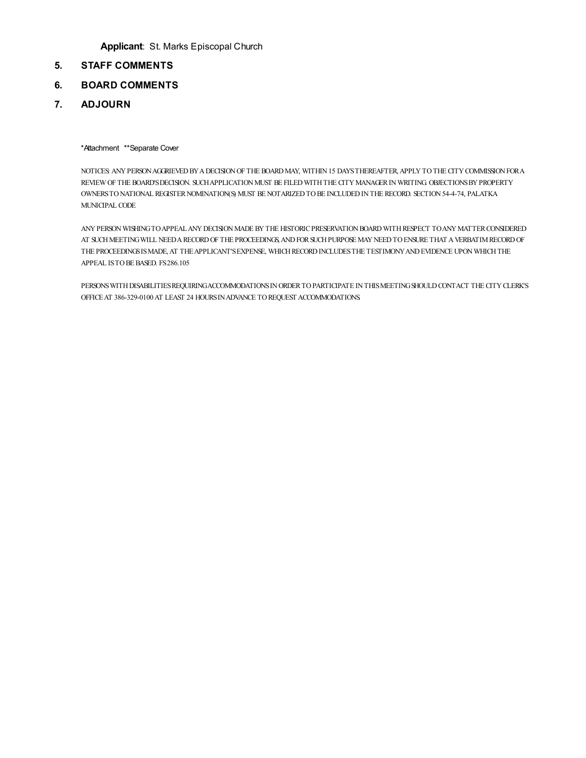**Applicant**: St. Marks Episcopal Church

**5. STAFF COMMENTS**

**6. BOARD COMMENTS**

**7. ADJOURN**

*Attachment **Separate Cover

NOTICES: ANY PERSON AGGRIEVED BY A DECISION OF THE BOARD MAY, WITHIN 15 DAYS THEREAFTER, APPLY TO THE CITY COMMISSION FOR A REVIEW OF THE BOARD'S DECISION. SUCH APPLICATION MUST BE FILED WITH THE CITY MANAGER IN WRITING. OBJECTIONS BY PROPERTY OWNERS TO NATIONAL REGISTER NOMINATION(S) MUST BE NOTARIZED TO BE INCLUDED IN THE RECORD. SECTION 54-4-74, PALATKA MUNICIPAL CODE

ANY PERSON WISHING TO APPEAL ANY DECISION MADE BY THE HISTORIC PRESERVATION BOARD WITH RESPECT TO ANY MATTER CONSIDERED AT SUCH MEETING WILL NEED A RECORD OF THE PROCEEDINGS, AND FOR SUCH PURPOSE MAY NEED TO ENSURE THAT A VERBATIM RECORD OF THE PROCEEDINGS IS MADE, AT THE APPLICANT'S EXPENSE, WHICH RECORD INCLUDES THE TESTIMONY AND EVIDENCE UPON WHICH THE APPEAL IS TO BE BASED. FS 286.105

PERSONS WITH DISABILITIES REQUIRING ACCOMMODATIONS IN ORDER TO PARTICIPATE IN THIS MEETING SHOULD CONTACT THE CITY CLERK'S OFFICE AT 386-329-0100 AT LEAST 24 HOURS IN ADVANCE TO REQUEST ACCOMMODATIONS.